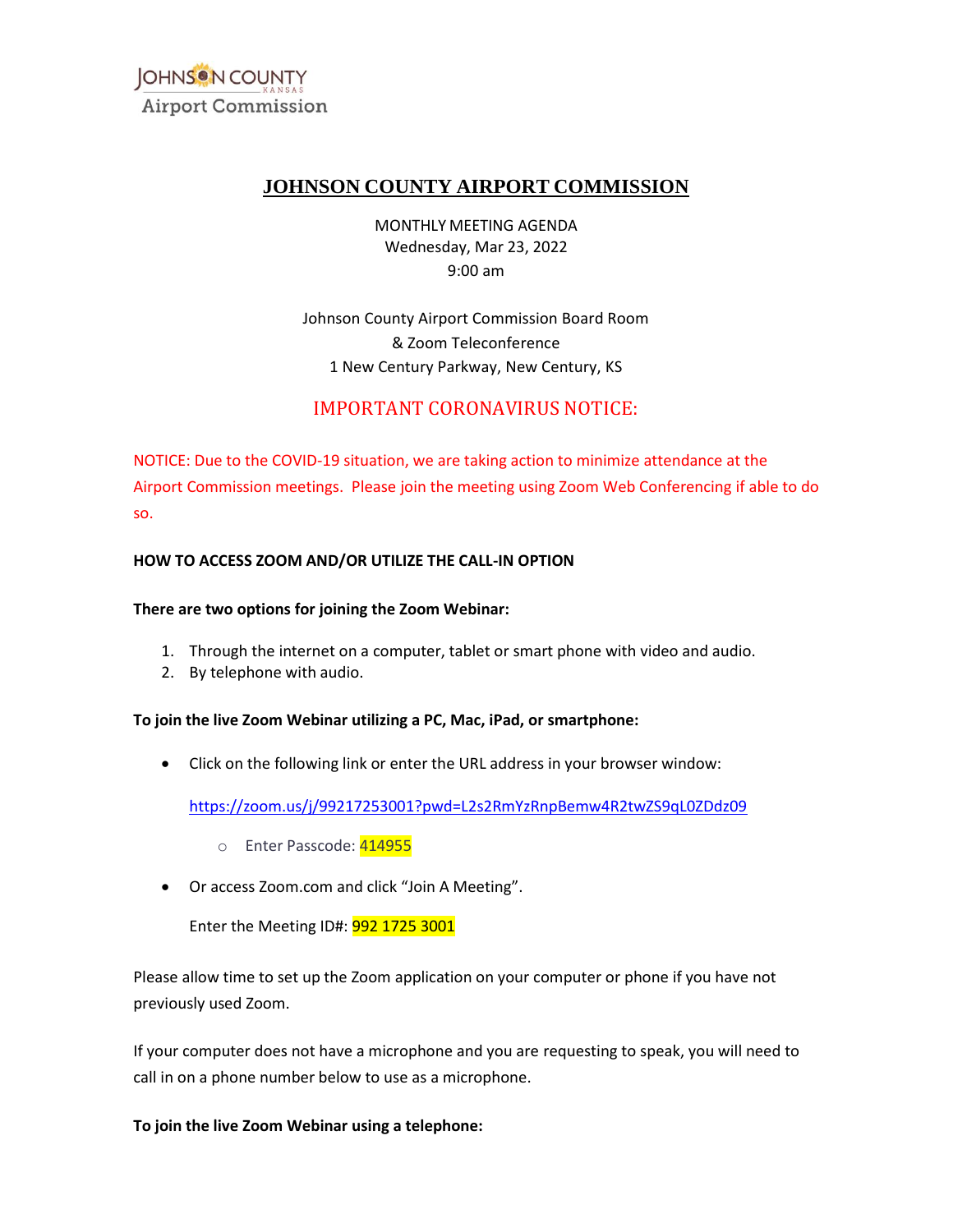JOHNSON COUNTY
KANSAS
Airport Commission

# JOHNSON COUNTY AIRPORT COMMISSION

MONTHLY MEETING AGENDA
Wednesday, Mar 23, 2022
9:00 am

Johnson County Airport Commission Board Room
& Zoom Teleconference
1 New Century Parkway, New Century, KS

## IMPORTANT CORONAVIRUS NOTICE:

NOTICE: Due to the COVID-19 situation, we are taking action to minimize attendance at the Airport Commission meetings. Please join the meeting using Zoom Web Conferencing if able to do so.

**HOW TO ACCESS ZOOM AND/OR UTILIZE THE CALL-IN OPTION**

**There are two options for joining the Zoom Webinar:**

1. Through the internet on a computer, tablet or smart phone with video and audio.
2. By telephone with audio.

**To join the live Zoom Webinar utilizing a PC, Mac, iPad, or smartphone:**

- Click on the following link or enter the URL address in your browser window:

  https://zoom.us/j/99217253001?pwd=L2s2RmYzRnpBemw4R2twZS9qL0ZDdz09

  - Enter Passcode: 414955

- Or access Zoom.com and click "Join A Meeting".

  Enter the Meeting ID#: 992 1725 3001

Please allow time to set up the Zoom application on your computer or phone if you have not previously used Zoom.

If your computer does not have a microphone and you are requesting to speak, you will need to call in on a phone number below to use as a microphone.

**To join the live Zoom Webinar using a telephone:**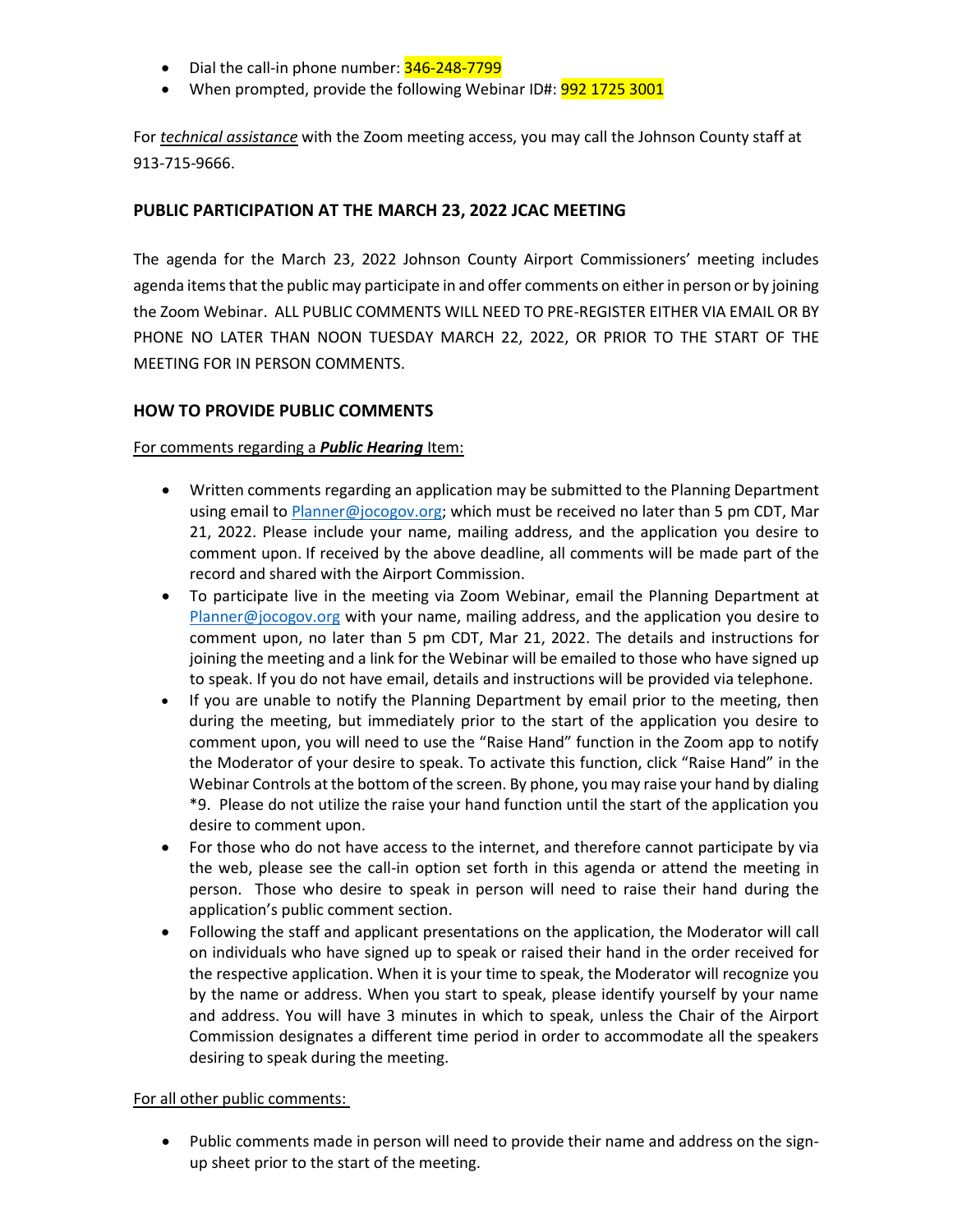- Dial the call-in phone number: 346-248-7799
- When prompted, provide the following Webinar ID#: 992 1725 3001

For ***technical assistance*** with the Zoom meeting access, you may call the Johnson County staff at 913-715-9666.

## PUBLIC PARTICIPATION AT THE MARCH 23, 2022 JCAC MEETING

The agenda for the March 23, 2022 Johnson County Airport Commissioners' meeting includes agenda items that the public may participate in and offer comments on either in person or by joining the Zoom Webinar. ALL PUBLIC COMMENTS WILL NEED TO PRE-REGISTER EITHER VIA EMAIL OR BY PHONE NO LATER THAN NOON TUESDAY MARCH 22, 2022, OR PRIOR TO THE START OF THE MEETING FOR IN PERSON COMMENTS.

## HOW TO PROVIDE PUBLIC COMMENTS

For comments regarding a ***Public Hearing*** Item:

- Written comments regarding an application may be submitted to the Planning Department using email to Planner@jocogov.org; which must be received no later than 5 pm CDT, Mar 21, 2022. Please include your name, mailing address, and the application you desire to comment upon. If received by the above deadline, all comments will be made part of the record and shared with the Airport Commission.
- To participate live in the meeting via Zoom Webinar, email the Planning Department at Planner@jocogov.org with your name, mailing address, and the application you desire to comment upon, no later than 5 pm CDT, Mar 21, 2022. The details and instructions for joining the meeting and a link for the Webinar will be emailed to those who have signed up to speak. If you do not have email, details and instructions will be provided via telephone.
- If you are unable to notify the Planning Department by email prior to the meeting, then during the meeting, but immediately prior to the start of the application you desire to comment upon, you will need to use the "Raise Hand" function in the Zoom app to notify the Moderator of your desire to speak. To activate this function, click "Raise Hand" in the Webinar Controls at the bottom of the screen. By phone, you may raise your hand by dialing *9. Please do not utilize the raise your hand function until the start of the application you desire to comment upon.
- For those who do not have access to the internet, and therefore cannot participate by via the web, please see the call-in option set forth in this agenda or attend the meeting in person. Those who desire to speak in person will need to raise their hand during the application's public comment section.
- Following the staff and applicant presentations on the application, the Moderator will call on individuals who have signed up to speak or raised their hand in the order received for the respective application. When it is your time to speak, the Moderator will recognize you by the name or address. When you start to speak, please identify yourself by your name and address. You will have 3 minutes in which to speak, unless the Chair of the Airport Commission designates a different time period in order to accommodate all the speakers desiring to speak during the meeting.

For all other public comments:

- Public comments made in person will need to provide their name and address on the sign-up sheet prior to the start of the meeting.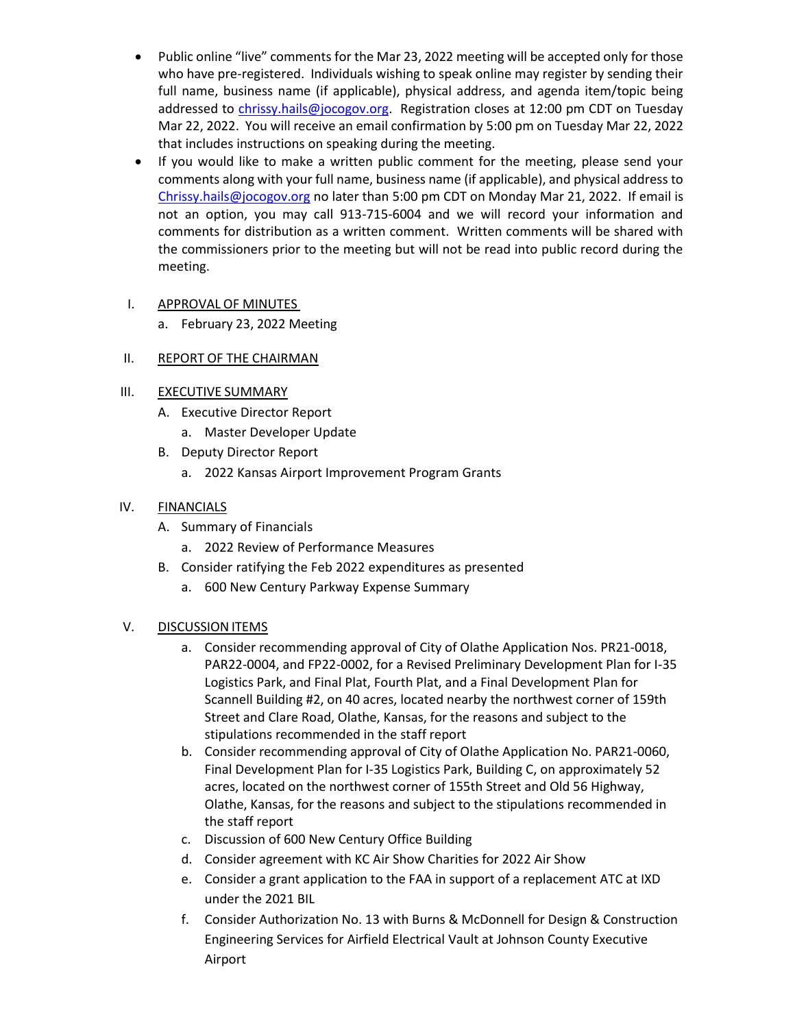- Public online "live" comments for the Mar 23, 2022 meeting will be accepted only for those who have pre-registered. Individuals wishing to speak online may register by sending their full name, business name (if applicable), physical address, and agenda item/topic being addressed to chrissy.hails@jocogov.org. Registration closes at 12:00 pm CDT on Tuesday Mar 22, 2022. You will receive an email confirmation by 5:00 pm on Tuesday Mar 22, 2022 that includes instructions on speaking during the meeting.
- If you would like to make a written public comment for the meeting, please send your comments along with your full name, business name (if applicable), and physical address to Chrissy.hails@jocogov.org no later than 5:00 pm CDT on Monday Mar 21, 2022. If email is not an option, you may call 913-715-6004 and we will record your information and comments for distribution as a written comment. Written comments will be shared with the commissioners prior to the meeting but will not be read into public record during the meeting.

I. APPROVAL OF MINUTES
   a. February 23, 2022 Meeting

II. REPORT OF THE CHAIRMAN

III. EXECUTIVE SUMMARY
   A. Executive Director Report
      a. Master Developer Update
   B. Deputy Director Report
      a. 2022 Kansas Airport Improvement Program Grants

IV. FINANCIALS
   A. Summary of Financials
      a. 2022 Review of Performance Measures
   B. Consider ratifying the Feb 2022 expenditures as presented
      a. 600 New Century Parkway Expense Summary

V. DISCUSSION ITEMS
   a. Consider recommending approval of City of Olathe Application Nos. PR21-0018, PAR22-0004, and FP22-0002, for a Revised Preliminary Development Plan for I-35 Logistics Park, and Final Plat, Fourth Plat, and a Final Development Plan for Scannell Building #2, on 40 acres, located nearby the northwest corner of 159th Street and Clare Road, Olathe, Kansas, for the reasons and subject to the stipulations recommended in the staff report
   b. Consider recommending approval of City of Olathe Application No. PAR21-0060, Final Development Plan for I-35 Logistics Park, Building C, on approximately 52 acres, located on the northwest corner of 155th Street and Old 56 Highway, Olathe, Kansas, for the reasons and subject to the stipulations recommended in the staff report
   c. Discussion of 600 New Century Office Building
   d. Consider agreement with KC Air Show Charities for 2022 Air Show
   e. Consider a grant application to the FAA in support of a replacement ATC at IXD under the 2021 BIL
   f. Consider Authorization No. 13 with Burns & McDonnell for Design & Construction Engineering Services for Airfield Electrical Vault at Johnson County Executive Airport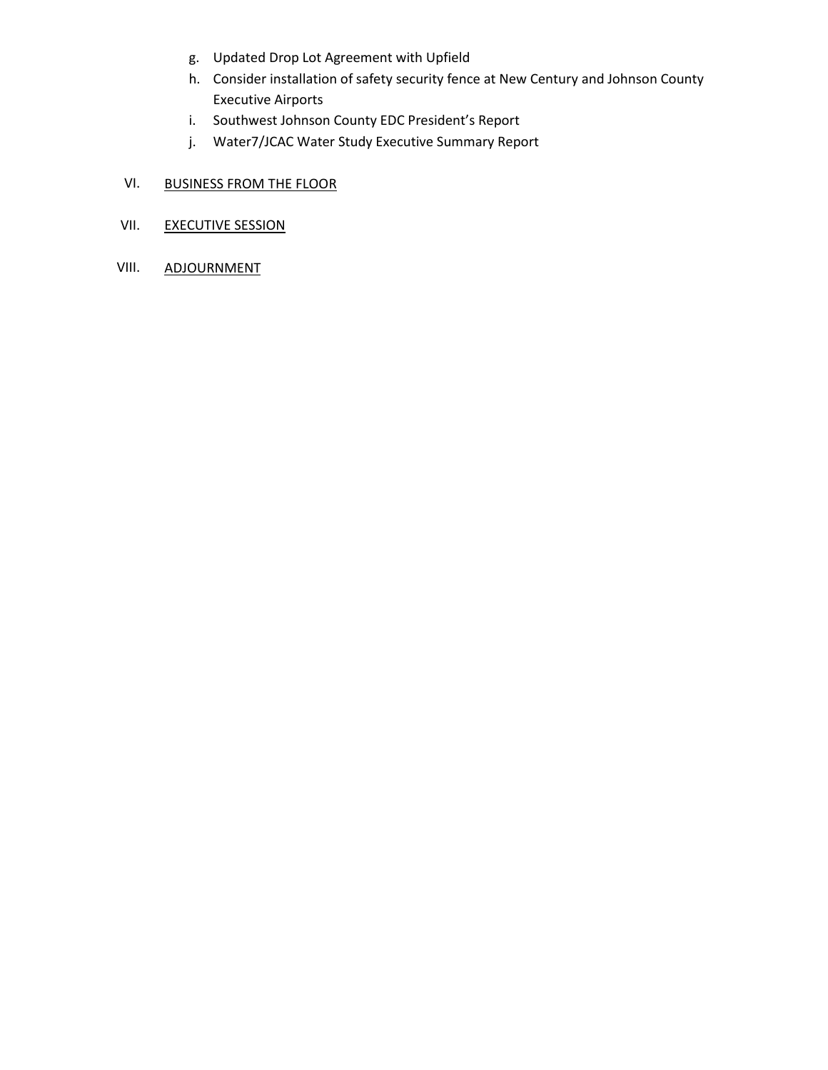g. Updated Drop Lot Agreement with Upfield
h. Consider installation of safety security fence at New Century and Johnson County Executive Airports
i. Southwest Johnson County EDC President's Report
j. Water7/JCAC Water Study Executive Summary Report

VI. <u>BUSINESS FROM THE FLOOR</u>

VII. <u>EXECUTIVE SESSION</u>

VIII. <u>ADJOURNMENT</u>